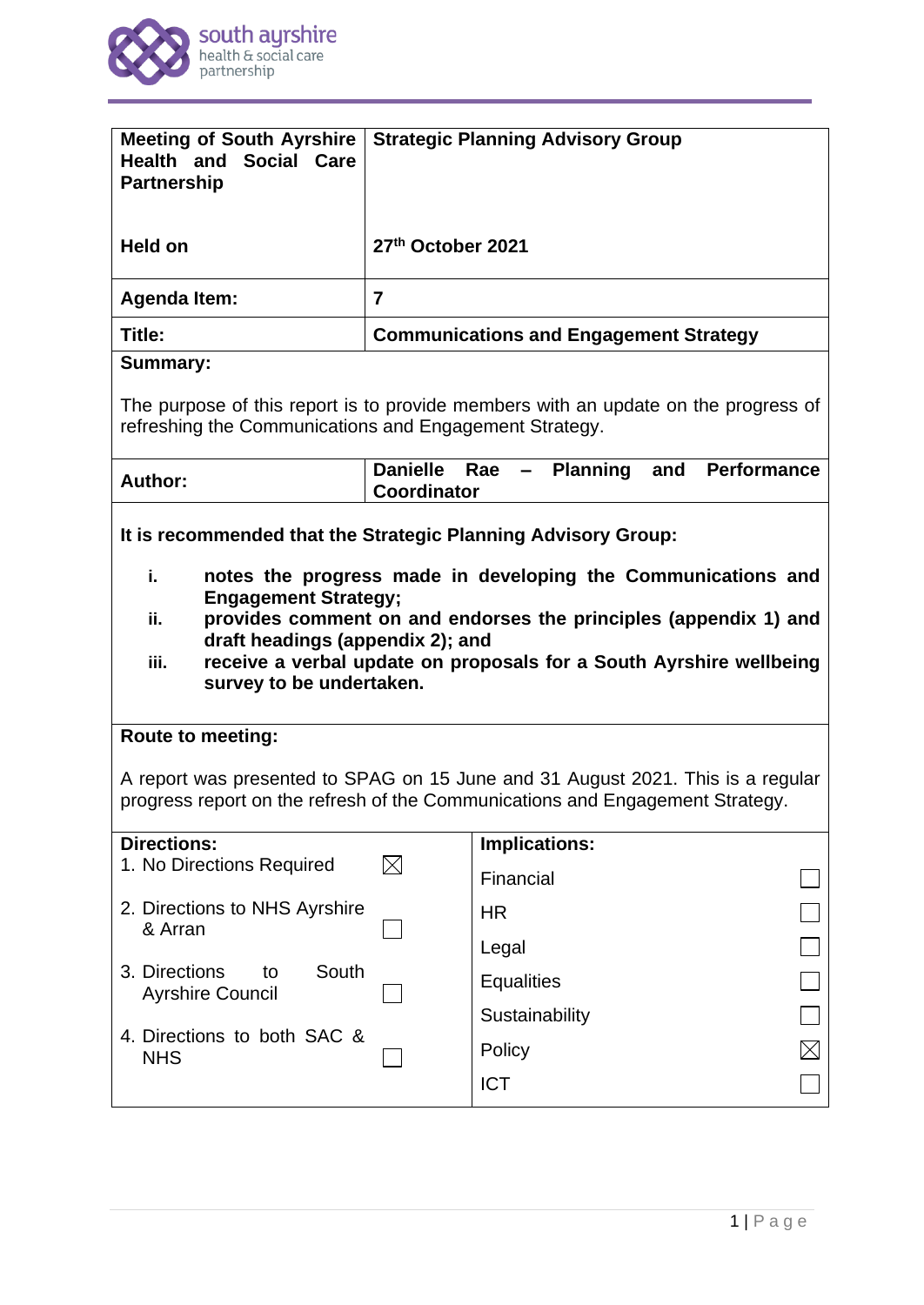| | |
|---|---|
| **Meeting of South Ayrshire Health and Social Care Partnership** | **Strategic Planning Advisory Group** |
| **Held on** | **27th October 2021** |
| **Agenda Item:** | **7** |
| **Title:** | **Communications and Engagement Strategy** |

**Summary:**

The purpose of this report is to provide members with an update on the progress of refreshing the Communications and Engagement Strategy.

| | |
|---|---|
| **Author:** | **Danielle Rae – Planning and Performance Coordinator** |

**It is recommended that the Strategic Planning Advisory Group:**

- **i.** **notes the progress made in developing the Communications and Engagement Strategy;**
- **ii.** **provides comment on and endorses the principles (appendix 1) and draft headings (appendix 2); and**
- **iii.** **receive a verbal update on proposals for a South Ayrshire wellbeing survey to be undertaken.**

**Route to meeting:**

A report was presented to SPAG on 15 June and 31 August 2021. This is a regular progress report on the refresh of the Communications and Engagement Strategy.

| **Directions:** | | **Implications:** | |
|---|---|---|---|
| 1. No Directions Required | ☒ | Financial | ☐ |
| 2. Directions to NHS Ayrshire & Arran | ☐ | HR | ☐ |
| 3. Directions to South Ayrshire Council | ☐ | Legal | ☐ |
| 4. Directions to both SAC & NHS | ☐ | Equalities | ☐ |
| | | Sustainability | ☐ |
| | | Policy | ☒ |
| | | ICT | ☐ |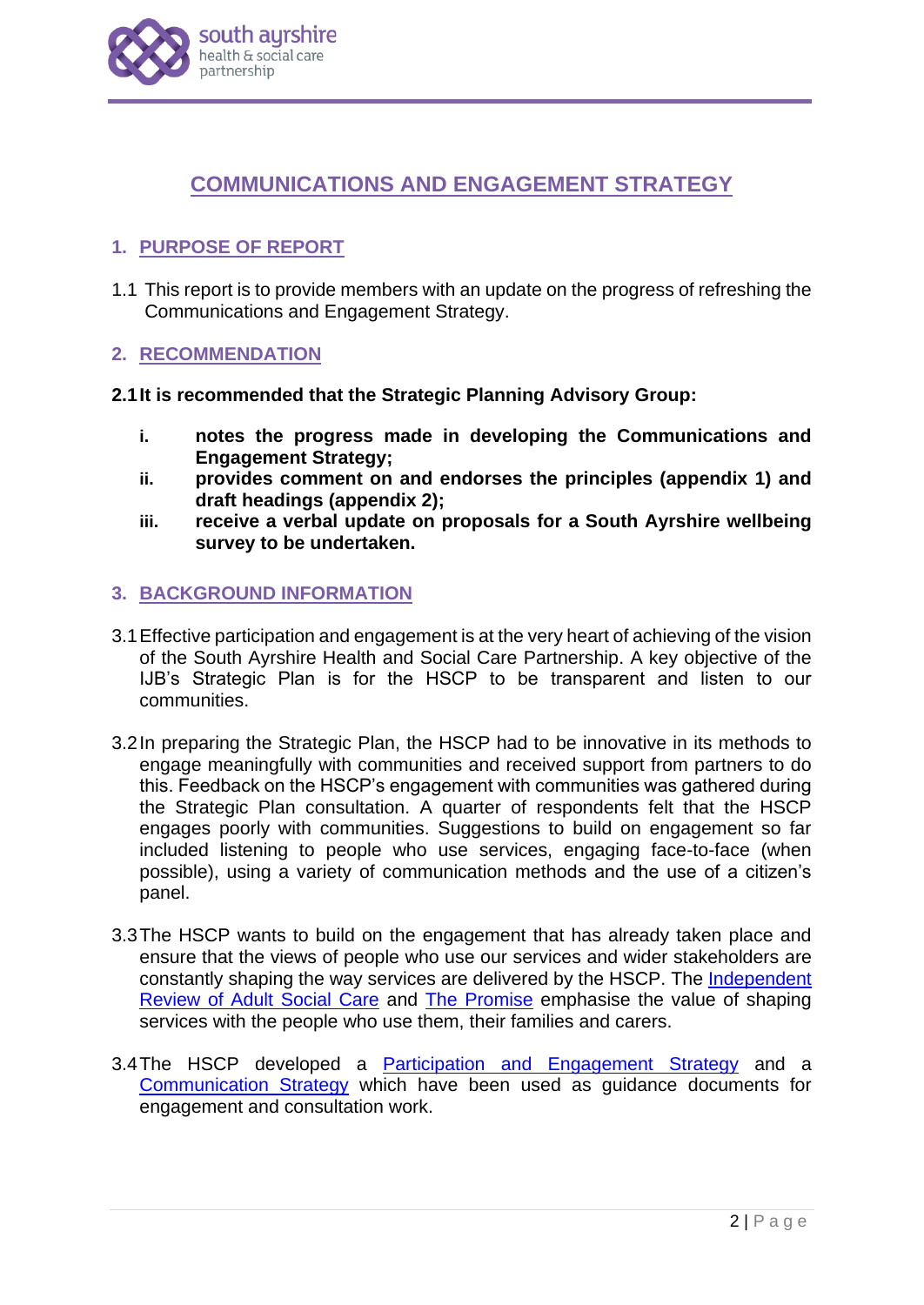# COMMUNICATIONS AND ENGAGEMENT STRATEGY

## 1. PURPOSE OF REPORT

1.1 This report is to provide members with an update on the progress of refreshing the Communications and Engagement Strategy.

## 2. RECOMMENDATION

**2.1 It is recommended that the Strategic Planning Advisory Group:**

- **i. notes the progress made in developing the Communications and Engagement Strategy;**
- **ii. provides comment on and endorses the principles (appendix 1) and draft headings (appendix 2);**
- **iii. receive a verbal update on proposals for a South Ayrshire wellbeing survey to be undertaken.**

## 3. BACKGROUND INFORMATION

3.1 Effective participation and engagement is at the very heart of achieving of the vision of the South Ayrshire Health and Social Care Partnership. A key objective of the IJB's Strategic Plan is for the HSCP to be transparent and listen to our communities.

3.2 In preparing the Strategic Plan, the HSCP had to be innovative in its methods to engage meaningfully with communities and received support from partners to do this. Feedback on the HSCP's engagement with communities was gathered during the Strategic Plan consultation. A quarter of respondents felt that the HSCP engages poorly with communities. Suggestions to build on engagement so far included listening to people who use services, engaging face-to-face (when possible), using a variety of communication methods and the use of a citizen's panel.

3.3 The HSCP wants to build on the engagement that has already taken place and ensure that the views of people who use our services and wider stakeholders are constantly shaping the way services are delivered by the HSCP. The Independent Review of Adult Social Care and The Promise emphasise the value of shaping services with the people who use them, their families and carers.

3.4 The HSCP developed a Participation and Engagement Strategy and a Communication Strategy which have been used as guidance documents for engagement and consultation work.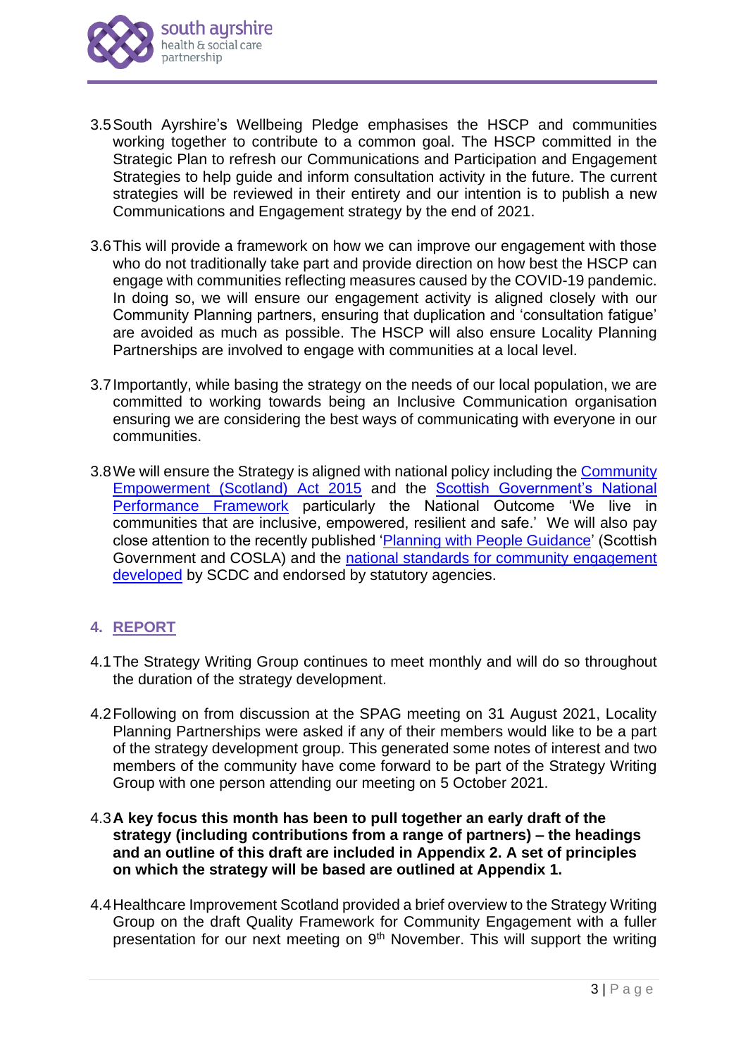3.5 South Ayrshire's Wellbeing Pledge emphasises the HSCP and communities working together to contribute to a common goal. The HSCP committed in the Strategic Plan to refresh our Communications and Participation and Engagement Strategies to help guide and inform consultation activity in the future. The current strategies will be reviewed in their entirety and our intention is to publish a new Communications and Engagement strategy by the end of 2021.

3.6 This will provide a framework on how we can improve our engagement with those who do not traditionally take part and provide direction on how best the HSCP can engage with communities reflecting measures caused by the COVID-19 pandemic. In doing so, we will ensure our engagement activity is aligned closely with our Community Planning partners, ensuring that duplication and 'consultation fatigue' are avoided as much as possible. The HSCP will also ensure Locality Planning Partnerships are involved to engage with communities at a local level.

3.7 Importantly, while basing the strategy on the needs of our local population, we are committed to working towards being an Inclusive Communication organisation ensuring we are considering the best ways of communicating with everyone in our communities.

3.8 We will ensure the Strategy is aligned with national policy including the Community Empowerment (Scotland) Act 2015 and the Scottish Government's National Performance Framework particularly the National Outcome 'We live in communities that are inclusive, empowered, resilient and safe.' We will also pay close attention to the recently published 'Planning with People Guidance' (Scottish Government and COSLA) and the national standards for community engagement developed by SCDC and endorsed by statutory agencies.

## 4. REPORT

4.1 The Strategy Writing Group continues to meet monthly and will do so throughout the duration of the strategy development.

4.2 Following on from discussion at the SPAG meeting on 31 August 2021, Locality Planning Partnerships were asked if any of their members would like to be a part of the strategy development group. This generated some notes of interest and two members of the community have come forward to be part of the Strategy Writing Group with one person attending our meeting on 5 October 2021.

4.3 **A key focus this month has been to pull together an early draft of the strategy (including contributions from a range of partners) – the headings and an outline of this draft are included in Appendix 2. A set of principles on which the strategy will be based are outlined at Appendix 1.**

4.4 Healthcare Improvement Scotland provided a brief overview to the Strategy Writing Group on the draft Quality Framework for Community Engagement with a fuller presentation for our next meeting on 9th November. This will support the writing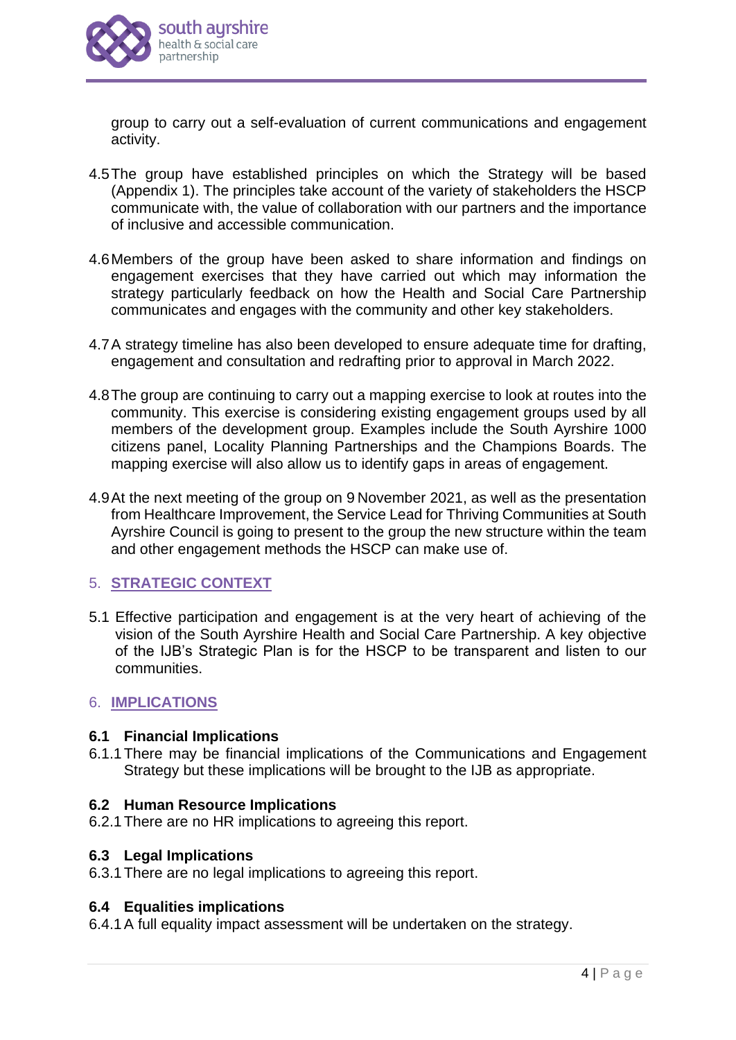group to carry out a self-evaluation of current communications and engagement activity.

4.5 The group have established principles on which the Strategy will be based (Appendix 1). The principles take account of the variety of stakeholders the HSCP communicate with, the value of collaboration with our partners and the importance of inclusive and accessible communication.

4.6 Members of the group have been asked to share information and findings on engagement exercises that they have carried out which may information the strategy particularly feedback on how the Health and Social Care Partnership communicates and engages with the community and other key stakeholders.

4.7 A strategy timeline has also been developed to ensure adequate time for drafting, engagement and consultation and redrafting prior to approval in March 2022.

4.8 The group are continuing to carry out a mapping exercise to look at routes into the community. This exercise is considering existing engagement groups used by all members of the development group. Examples include the South Ayrshire 1000 citizens panel, Locality Planning Partnerships and the Champions Boards. The mapping exercise will also allow us to identify gaps in areas of engagement.

4.9 At the next meeting of the group on 9 November 2021, as well as the presentation from Healthcare Improvement, the Service Lead for Thriving Communities at South Ayrshire Council is going to present to the group the new structure within the team and other engagement methods the HSCP can make use of.

## 5. STRATEGIC CONTEXT

5.1 Effective participation and engagement is at the very heart of achieving of the vision of the South Ayrshire Health and Social Care Partnership. A key objective of the IJB's Strategic Plan is for the HSCP to be transparent and listen to our communities.

## 6. IMPLICATIONS

### 6.1 Financial Implications

6.1.1 There may be financial implications of the Communications and Engagement Strategy but these implications will be brought to the IJB as appropriate.

### 6.2 Human Resource Implications

6.2.1 There are no HR implications to agreeing this report.

### 6.3 Legal Implications

6.3.1 There are no legal implications to agreeing this report.

### 6.4 Equalities implications

6.4.1 A full equality impact assessment will be undertaken on the strategy.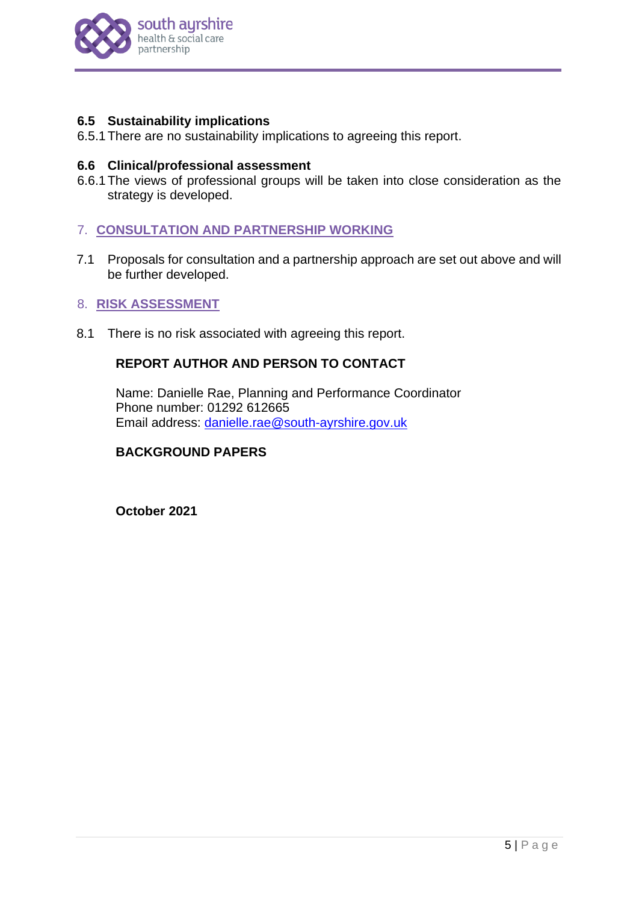### 6.5 Sustainability implications

6.5.1 There are no sustainability implications to agreeing this report.

### 6.6 Clinical/professional assessment

6.6.1 The views of professional groups will be taken into close consideration as the strategy is developed.

## 7. CONSULTATION AND PARTNERSHIP WORKING

7.1 Proposals for consultation and a partnership approach are set out above and will be further developed.

## 8. RISK ASSESSMENT

8.1 There is no risk associated with agreeing this report.

**REPORT AUTHOR AND PERSON TO CONTACT**

Name: Danielle Rae, Planning and Performance Coordinator
Phone number: 01292 612665
Email address: danielle.rae@south-ayrshire.gov.uk

**BACKGROUND PAPERS**

**October 2021**